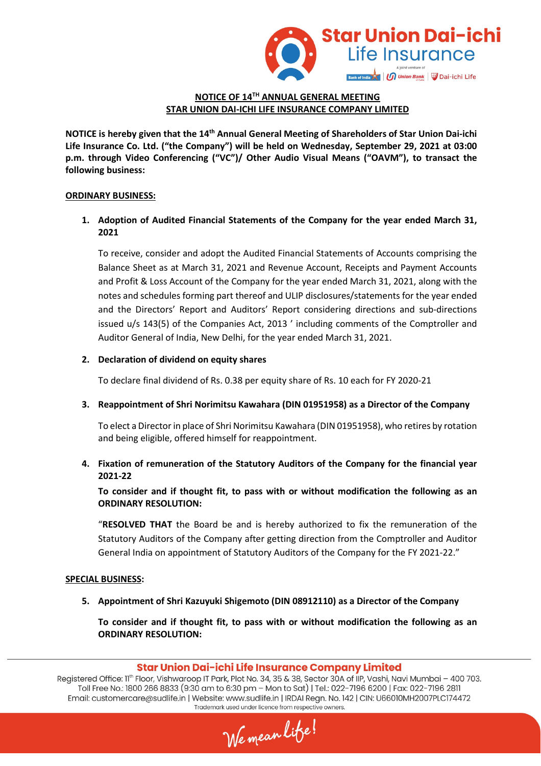## NOTICE OF 14TH ANNUAL GENERAL MEETING
## STAR UNION DAI-ICHI LIFE INSURANCE COMPANY LIMITED

**NOTICE is hereby given that the 14th Annual General Meeting of Shareholders of Star Union Dai-ichi Life Insurance Co. Ltd. ("the Company") will be held on Wednesday, September 29, 2021 at 03:00 p.m. through Video Conferencing ("VC")/ Other Audio Visual Means ("OAVM"), to transact the following business:**

**ORDINARY BUSINESS:**

1. **Adoption of Audited Financial Statements of the Company for the year ended March 31, 2021**

   To receive, consider and adopt the Audited Financial Statements of Accounts comprising the Balance Sheet as at March 31, 2021 and Revenue Account, Receipts and Payment Accounts and Profit & Loss Account of the Company for the year ended March 31, 2021, along with the notes and schedules forming part thereof and ULIP disclosures/statements for the year ended and the Directors' Report and Auditors' Report considering directions and sub-directions issued u/s 143(5) of the Companies Act, 2013 ' including comments of the Comptroller and Auditor General of India, New Delhi, for the year ended March 31, 2021.

2. **Declaration of dividend on equity shares**

   To declare final dividend of Rs. 0.38 per equity share of Rs. 10 each for FY 2020-21

3. **Reappointment of Shri Norimitsu Kawahara (DIN 01951958) as a Director of the Company**

   To elect a Director in place of Shri Norimitsu Kawahara (DIN 01951958), who retires by rotation and being eligible, offered himself for reappointment.

4. **Fixation of remuneration of the Statutory Auditors of the Company for the financial year 2021-22**

   **To consider and if thought fit, to pass with or without modification the following as an ORDINARY RESOLUTION:**

   "**RESOLVED THAT** the Board be and is hereby authorized to fix the remuneration of the Statutory Auditors of the Company after getting direction from the Comptroller and Auditor General India on appointment of Statutory Auditors of the Company for the FY 2021-22."

**SPECIAL BUSINESS:**

5. **Appointment of Shri Kazuyuki Shigemoto (DIN 08912110) as a Director of the Company**

   **To consider and if thought fit, to pass with or without modification the following as an ORDINARY RESOLUTION:**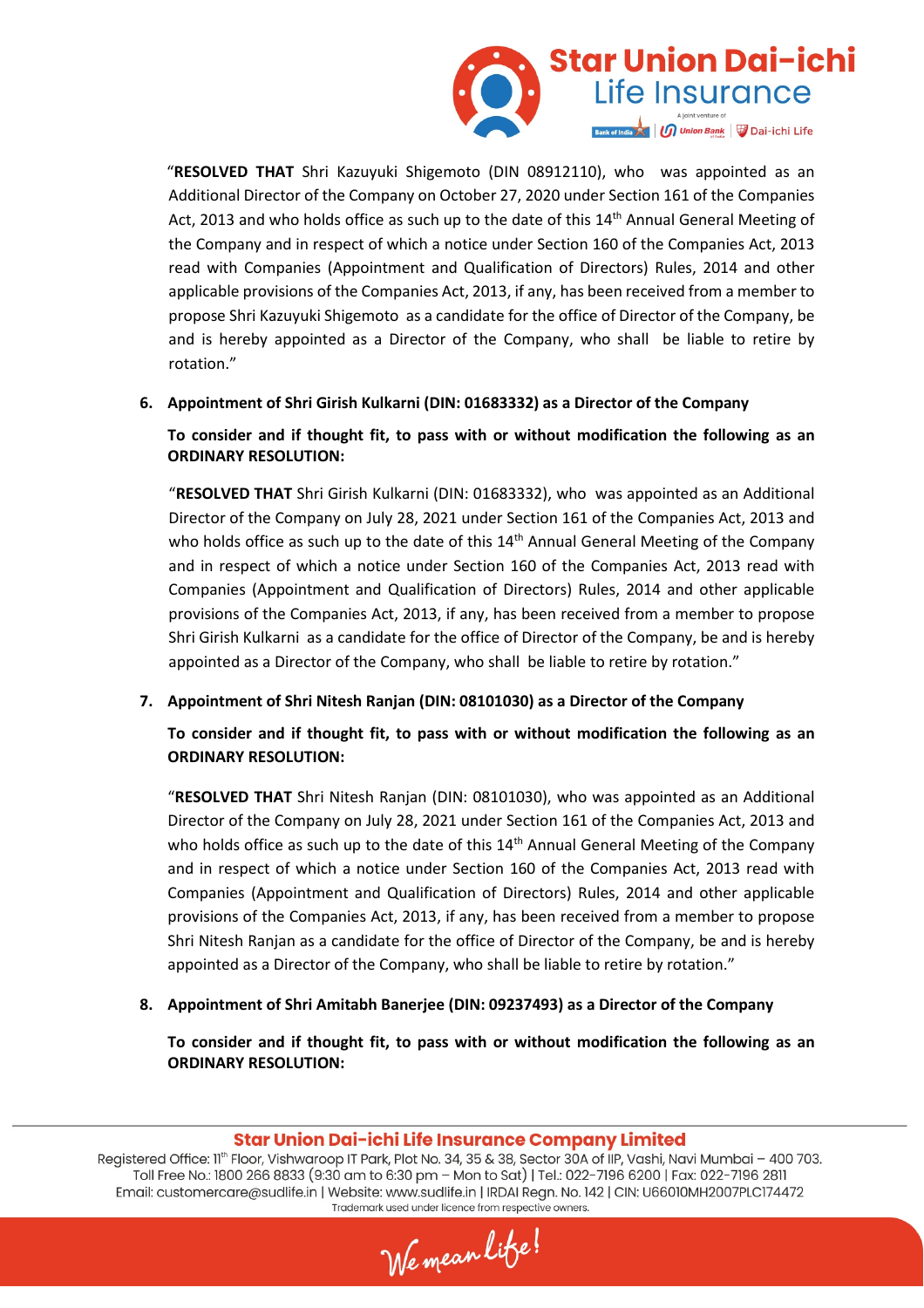"**RESOLVED THAT** Shri Kazuyuki Shigemoto (DIN 08912110), who was appointed as an Additional Director of the Company on October 27, 2020 under Section 161 of the Companies Act, 2013 and who holds office as such up to the date of this 14th Annual General Meeting of the Company and in respect of which a notice under Section 160 of the Companies Act, 2013 read with Companies (Appointment and Qualification of Directors) Rules, 2014 and other applicable provisions of the Companies Act, 2013, if any, has been received from a member to propose Shri Kazuyuki Shigemoto as a candidate for the office of Director of the Company, be and is hereby appointed as a Director of the Company, who shall be liable to retire by rotation."

6. **Appointment of Shri Girish Kulkarni (DIN: 01683332) as a Director of the Company**

   **To consider and if thought fit, to pass with or without modification the following as an ORDINARY RESOLUTION:**

   "**RESOLVED THAT** Shri Girish Kulkarni (DIN: 01683332), who was appointed as an Additional Director of the Company on July 28, 2021 under Section 161 of the Companies Act, 2013 and who holds office as such up to the date of this 14th Annual General Meeting of the Company and in respect of which a notice under Section 160 of the Companies Act, 2013 read with Companies (Appointment and Qualification of Directors) Rules, 2014 and other applicable provisions of the Companies Act, 2013, if any, has been received from a member to propose Shri Girish Kulkarni as a candidate for the office of Director of the Company, be and is hereby appointed as a Director of the Company, who shall be liable to retire by rotation."

7. **Appointment of Shri Nitesh Ranjan (DIN: 08101030) as a Director of the Company**

   **To consider and if thought fit, to pass with or without modification the following as an ORDINARY RESOLUTION:**

   "**RESOLVED THAT** Shri Nitesh Ranjan (DIN: 08101030), who was appointed as an Additional Director of the Company on July 28, 2021 under Section 161 of the Companies Act, 2013 and who holds office as such up to the date of this 14th Annual General Meeting of the Company and in respect of which a notice under Section 160 of the Companies Act, 2013 read with Companies (Appointment and Qualification of Directors) Rules, 2014 and other applicable provisions of the Companies Act, 2013, if any, has been received from a member to propose Shri Nitesh Ranjan as a candidate for the office of Director of the Company, be and is hereby appointed as a Director of the Company, who shall be liable to retire by rotation."

8. **Appointment of Shri Amitabh Banerjee (DIN: 09237493) as a Director of the Company**

   **To consider and if thought fit, to pass with or without modification the following as an ORDINARY RESOLUTION:**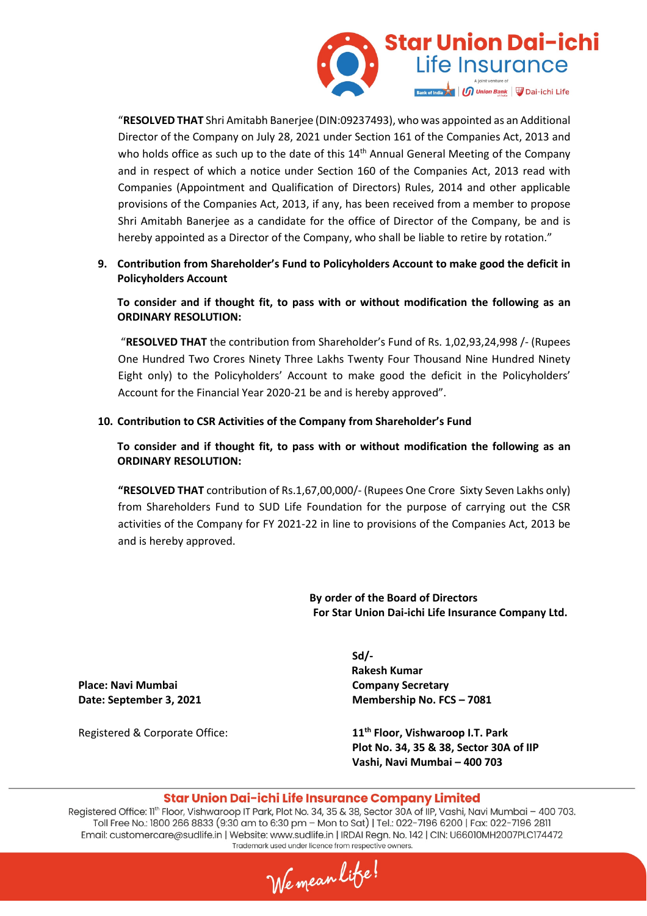"**RESOLVED THAT** Shri Amitabh Banerjee (DIN:09237493), who was appointed as an Additional Director of the Company on July 28, 2021 under Section 161 of the Companies Act, 2013 and who holds office as such up to the date of this 14th Annual General Meeting of the Company and in respect of which a notice under Section 160 of the Companies Act, 2013 read with Companies (Appointment and Qualification of Directors) Rules, 2014 and other applicable provisions of the Companies Act, 2013, if any, has been received from a member to propose Shri Amitabh Banerjee as a candidate for the office of Director of the Company, be and is hereby appointed as a Director of the Company, who shall be liable to retire by rotation."

9. **Contribution from Shareholder's Fund to Policyholders Account to make good the deficit in Policyholders Account**

   **To consider and if thought fit, to pass with or without modification the following as an ORDINARY RESOLUTION:**

   "**RESOLVED THAT** the contribution from Shareholder's Fund of Rs. 1,02,93,24,998 /- (Rupees One Hundred Two Crores Ninety Three Lakhs Twenty Four Thousand Nine Hundred Ninety Eight only) to the Policyholders' Account to make good the deficit in the Policyholders' Account for the Financial Year 2020-21 be and is hereby approved".

10. **Contribution to CSR Activities of the Company from Shareholder's Fund**

    **To consider and if thought fit, to pass with or without modification the following as an ORDINARY RESOLUTION:**

    **"RESOLVED THAT** contribution of Rs.1,67,00,000/- (Rupees One Crore Sixty Seven Lakhs only) from Shareholders Fund to SUD Life Foundation for the purpose of carrying out the CSR activities of the Company for FY 2021-22 in line to provisions of the Companies Act, 2013 be and is hereby approved.

**By order of the Board of Directors**
**For Star Union Dai-ichi Life Insurance Company Ltd.**

**Sd/-**
**Rakesh Kumar**
**Company Secretary**
**Membership No. FCS – 7081**

**Place: Navi Mumbai**
**Date: September 3, 2021**

Registered & Corporate Office:

**11th Floor, Vishwaroop I.T. Park**
**Plot No. 34, 35 & 38, Sector 30A of IIP**
**Vashi, Navi Mumbai – 400 703**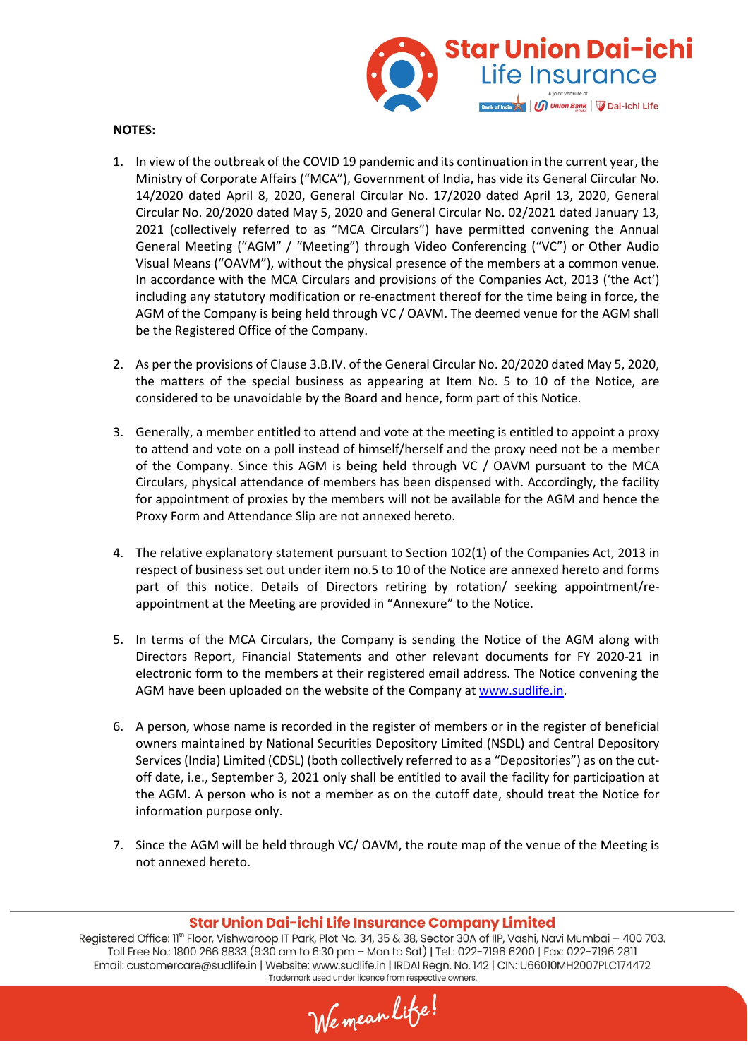**NOTES:**

1. In view of the outbreak of the COVID 19 pandemic and its continuation in the current year, the Ministry of Corporate Affairs ("MCA"), Government of India, has vide its General Ciircular No. 14/2020 dated April 8, 2020, General Circular No. 17/2020 dated April 13, 2020, General Circular No. 20/2020 dated May 5, 2020 and General Circular No. 02/2021 dated January 13, 2021 (collectively referred to as "MCA Circulars") have permitted convening the Annual General Meeting ("AGM" / "Meeting") through Video Conferencing ("VC") or Other Audio Visual Means ("OAVM"), without the physical presence of the members at a common venue. In accordance with the MCA Circulars and provisions of the Companies Act, 2013 ('the Act') including any statutory modification or re-enactment thereof for the time being in force, the AGM of the Company is being held through VC / OAVM. The deemed venue for the AGM shall be the Registered Office of the Company.

2. As per the provisions of Clause 3.B.IV. of the General Circular No. 20/2020 dated May 5, 2020, the matters of the special business as appearing at Item No. 5 to 10 of the Notice, are considered to be unavoidable by the Board and hence, form part of this Notice.

3. Generally, a member entitled to attend and vote at the meeting is entitled to appoint a proxy to attend and vote on a poll instead of himself/herself and the proxy need not be a member of the Company. Since this AGM is being held through VC / OAVM pursuant to the MCA Circulars, physical attendance of members has been dispensed with. Accordingly, the facility for appointment of proxies by the members will not be available for the AGM and hence the Proxy Form and Attendance Slip are not annexed hereto.

4. The relative explanatory statement pursuant to Section 102(1) of the Companies Act, 2013 in respect of business set out under item no.5 to 10 of the Notice are annexed hereto and forms part of this notice. Details of Directors retiring by rotation/ seeking appointment/re-appointment at the Meeting are provided in "Annexure" to the Notice.

5. In terms of the MCA Circulars, the Company is sending the Notice of the AGM along with Directors Report, Financial Statements and other relevant documents for FY 2020-21 in electronic form to the members at their registered email address. The Notice convening the AGM have been uploaded on the website of the Company at www.sudlife.in.

6. A person, whose name is recorded in the register of members or in the register of beneficial owners maintained by National Securities Depository Limited (NSDL) and Central Depository Services (India) Limited (CDSL) (both collectively referred to as a "Depositories") as on the cut-off date, i.e., September 3, 2021 only shall be entitled to avail the facility for participation at the AGM. A person who is not a member as on the cutoff date, should treat the Notice for information purpose only.

7. Since the AGM will be held through VC/ OAVM, the route map of the venue of the Meeting is not annexed hereto.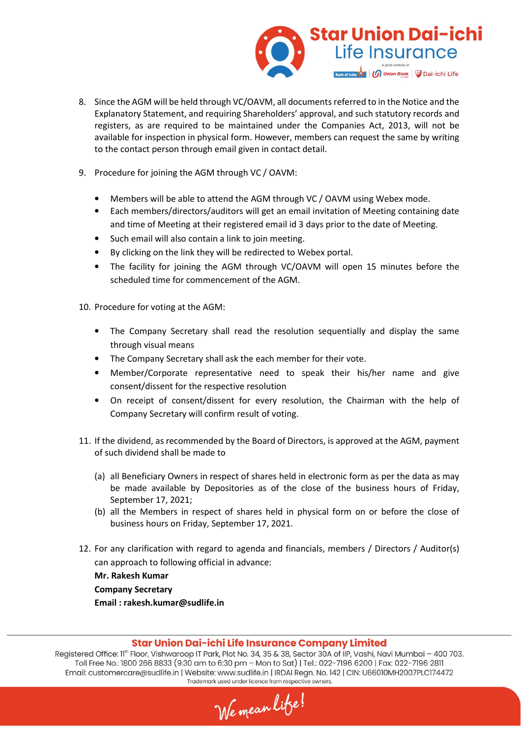8. Since the AGM will be held through VC/OAVM, all documents referred to in the Notice and the Explanatory Statement, and requiring Shareholders' approval, and such statutory records and registers, as are required to be maintained under the Companies Act, 2013, will not be available for inspection in physical form. However, members can request the same by writing to the contact person through email given in contact detail.

9. Procedure for joining the AGM through VC / OAVM:

   - Members will be able to attend the AGM through VC / OAVM using Webex mode.
   - Each members/directors/auditors will get an email invitation of Meeting containing date and time of Meeting at their registered email id 3 days prior to the date of Meeting.
   - Such email will also contain a link to join meeting.
   - By clicking on the link they will be redirected to Webex portal.
   - The facility for joining the AGM through VC/OAVM will open 15 minutes before the scheduled time for commencement of the AGM.

10. Procedure for voting at the AGM:

    - The Company Secretary shall read the resolution sequentially and display the same through visual means
    - The Company Secretary shall ask the each member for their vote.
    - Member/Corporate representative need to speak their his/her name and give consent/dissent for the respective resolution
    - On receipt of consent/dissent for every resolution, the Chairman with the help of Company Secretary will confirm result of voting.

11. If the dividend, as recommended by the Board of Directors, is approved at the AGM, payment of such dividend shall be made to

    (a) all Beneficiary Owners in respect of shares held in electronic form as per the data as may be made available by Depositories as of the close of the business hours of Friday, September 17, 2021;

    (b) all the Members in respect of shares held in physical form on or before the close of business hours on Friday, September 17, 2021.

12. For any clarification with regard to agenda and financials, members / Directors / Auditor(s) can approach to following official in advance:

    **Mr. Rakesh Kumar**
    **Company Secretary**
    **Email : rakesh.kumar@sudlife.in**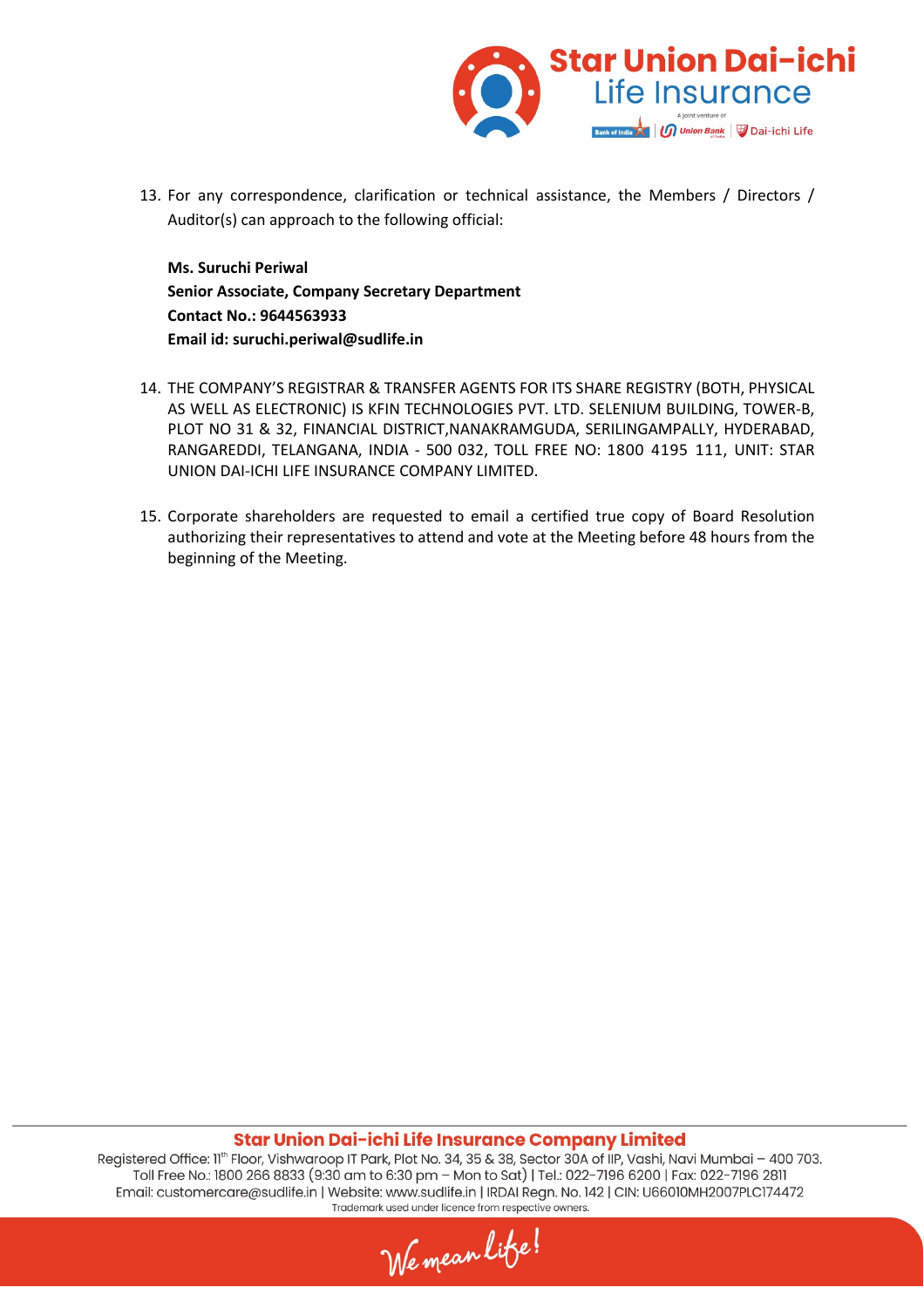13. For any correspondence, clarification or technical assistance, the Members / Directors / Auditor(s) can approach to the following official:

    **Ms. Suruchi Periwal**
    **Senior Associate, Company Secretary Department**
    **Contact No.: 9644563933**
    **Email id: suruchi.periwal@sudlife.in**

14. THE COMPANY'S REGISTRAR & TRANSFER AGENTS FOR ITS SHARE REGISTRY (BOTH, PHYSICAL AS WELL AS ELECTRONIC) IS KFIN TECHNOLOGIES PVT. LTD. SELENIUM BUILDING, TOWER-B, PLOT NO 31 & 32, FINANCIAL DISTRICT,NANAKRAMGUDA, SERILINGAMPALLY, HYDERABAD, RANGAREDDI, TELANGANA, INDIA - 500 032, TOLL FREE NO: 1800 4195 111, UNIT: STAR UNION DAI-ICHI LIFE INSURANCE COMPANY LIMITED.

15. Corporate shareholders are requested to email a certified true copy of Board Resolution authorizing their representatives to attend and vote at the Meeting before 48 hours from the beginning of the Meeting.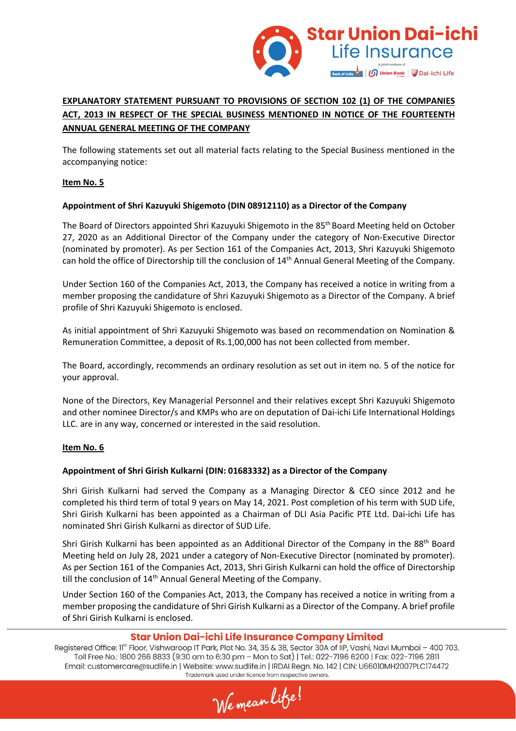**EXPLANATORY STATEMENT PURSUANT TO PROVISIONS OF SECTION 102 (1) OF THE COMPANIES ACT, 2013 IN RESPECT OF THE SPECIAL BUSINESS MENTIONED IN NOTICE OF THE FOURTEENTH ANNUAL GENERAL MEETING OF THE COMPANY**

The following statements set out all material facts relating to the Special Business mentioned in the accompanying notice:

**Item No. 5**

**Appointment of Shri Kazuyuki Shigemoto (DIN 08912110) as a Director of the Company**

The Board of Directors appointed Shri Kazuyuki Shigemoto in the 85th Board Meeting held on October 27, 2020 as an Additional Director of the Company under the category of Non-Executive Director (nominated by promoter). As per Section 161 of the Companies Act, 2013, Shri Kazuyuki Shigemoto can hold the office of Directorship till the conclusion of 14th Annual General Meeting of the Company.

Under Section 160 of the Companies Act, 2013, the Company has received a notice in writing from a member proposing the candidature of Shri Kazuyuki Shigemoto as a Director of the Company. A brief profile of Shri Kazuyuki Shigemoto is enclosed.

As initial appointment of Shri Kazuyuki Shigemoto was based on recommendation on Nomination & Remuneration Committee, a deposit of Rs.1,00,000 has not been collected from member.

The Board, accordingly, recommends an ordinary resolution as set out in item no. 5 of the notice for your approval.

None of the Directors, Key Managerial Personnel and their relatives except Shri Kazuyuki Shigemoto and other nominee Director/s and KMPs who are on deputation of Dai-ichi Life International Holdings LLC. are in any way, concerned or interested in the said resolution.

**Item No. 6**

**Appointment of Shri Girish Kulkarni (DIN: 01683332) as a Director of the Company**

Shri Girish Kulkarni had served the Company as a Managing Director & CEO since 2012 and he completed his third term of total 9 years on May 14, 2021. Post completion of his term with SUD Life, Shri Girish Kulkarni has been appointed as a Chairman of DLI Asia Pacific PTE Ltd. Dai-ichi Life has nominated Shri Girish Kulkarni as director of SUD Life.

Shri Girish Kulkarni has been appointed as an Additional Director of the Company in the 88th Board Meeting held on July 28, 2021 under a category of Non-Executive Director (nominated by promoter). As per Section 161 of the Companies Act, 2013, Shri Girish Kulkarni can hold the office of Directorship till the conclusion of 14th Annual General Meeting of the Company.

Under Section 160 of the Companies Act, 2013, the Company has received a notice in writing from a member proposing the candidature of Shri Girish Kulkarni as a Director of the Company. A brief profile of Shri Girish Kulkarni is enclosed.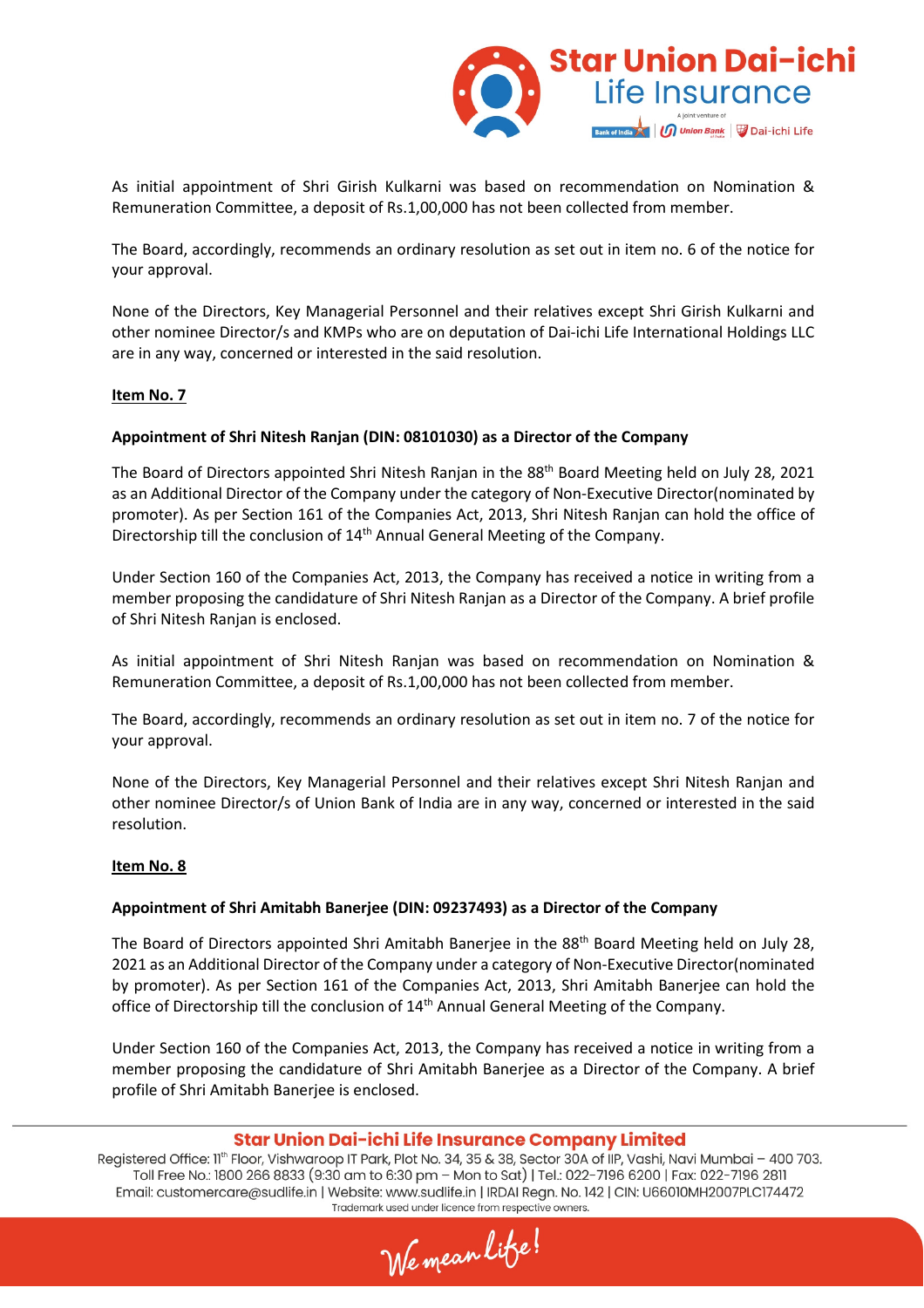As initial appointment of Shri Girish Kulkarni was based on recommendation on Nomination & Remuneration Committee, a deposit of Rs.1,00,000 has not been collected from member.

The Board, accordingly, recommends an ordinary resolution as set out in item no. 6 of the notice for your approval.

None of the Directors, Key Managerial Personnel and their relatives except Shri Girish Kulkarni and other nominee Director/s and KMPs who are on deputation of Dai-ichi Life International Holdings LLC are in any way, concerned or interested in the said resolution.

**Item No. 7**

**Appointment of Shri Nitesh Ranjan (DIN: 08101030) as a Director of the Company**

The Board of Directors appointed Shri Nitesh Ranjan in the 88th Board Meeting held on July 28, 2021 as an Additional Director of the Company under the category of Non-Executive Director(nominated by promoter). As per Section 161 of the Companies Act, 2013, Shri Nitesh Ranjan can hold the office of Directorship till the conclusion of 14th Annual General Meeting of the Company.

Under Section 160 of the Companies Act, 2013, the Company has received a notice in writing from a member proposing the candidature of Shri Nitesh Ranjan as a Director of the Company. A brief profile of Shri Nitesh Ranjan is enclosed.

As initial appointment of Shri Nitesh Ranjan was based on recommendation on Nomination & Remuneration Committee, a deposit of Rs.1,00,000 has not been collected from member.

The Board, accordingly, recommends an ordinary resolution as set out in item no. 7 of the notice for your approval.

None of the Directors, Key Managerial Personnel and their relatives except Shri Nitesh Ranjan and other nominee Director/s of Union Bank of India are in any way, concerned or interested in the said resolution.

**Item No. 8**

**Appointment of Shri Amitabh Banerjee (DIN: 09237493) as a Director of the Company**

The Board of Directors appointed Shri Amitabh Banerjee in the 88th Board Meeting held on July 28, 2021 as an Additional Director of the Company under a category of Non-Executive Director(nominated by promoter). As per Section 161 of the Companies Act, 2013, Shri Amitabh Banerjee can hold the office of Directorship till the conclusion of 14th Annual General Meeting of the Company.

Under Section 160 of the Companies Act, 2013, the Company has received a notice in writing from a member proposing the candidature of Shri Amitabh Banerjee as a Director of the Company. A brief profile of Shri Amitabh Banerjee is enclosed.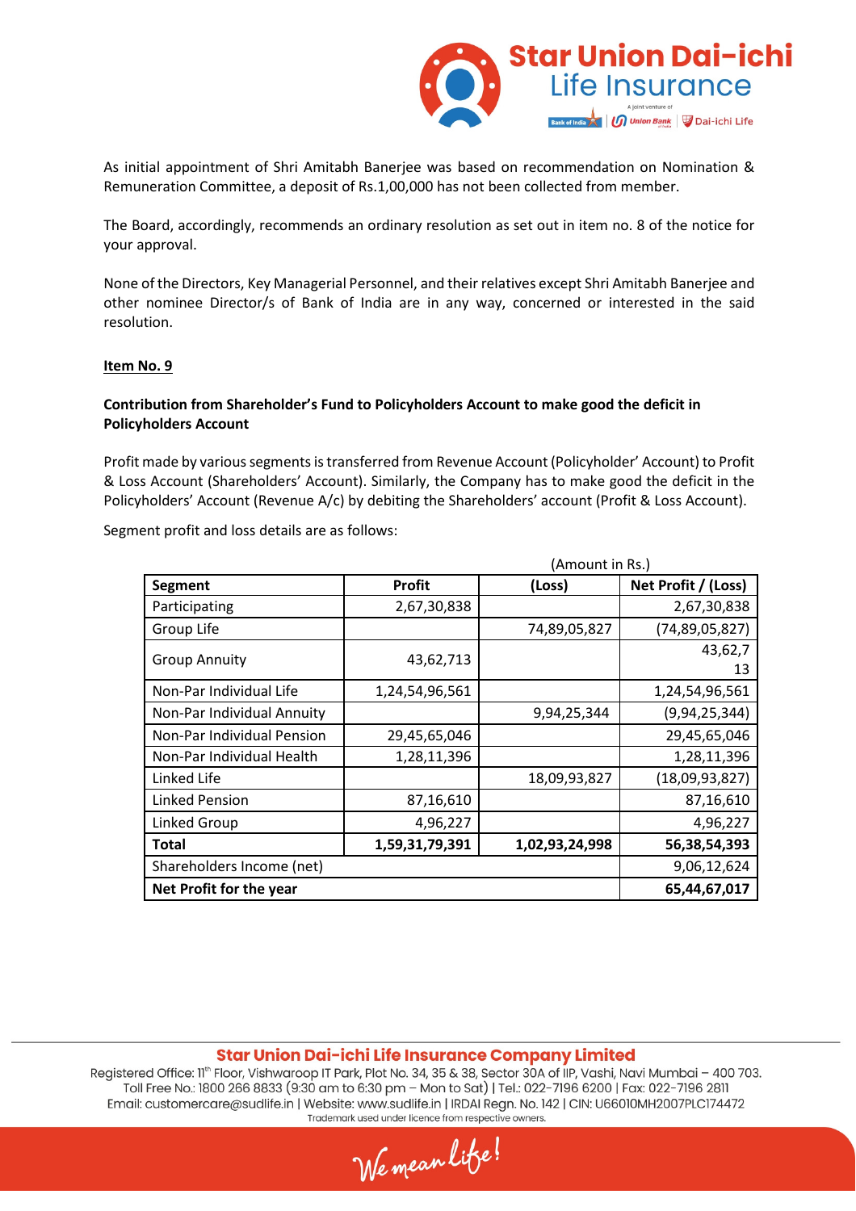As initial appointment of Shri Amitabh Banerjee was based on recommendation on Nomination & Remuneration Committee, a deposit of Rs.1,00,000 has not been collected from member.

The Board, accordingly, recommends an ordinary resolution as set out in item no. 8 of the notice for your approval.

None of the Directors, Key Managerial Personnel, and their relatives except Shri Amitabh Banerjee and other nominee Director/s of Bank of India are in any way, concerned or interested in the said resolution.

**Item No. 9**

**Contribution from Shareholder's Fund to Policyholders Account to make good the deficit in Policyholders Account**

Profit made by various segments is transferred from Revenue Account (Policyholder' Account) to Profit & Loss Account (Shareholders' Account). Similarly, the Company has to make good the deficit in the Policyholders' Account (Revenue A/c) by debiting the Shareholders' account (Profit & Loss Account).

Segment profit and loss details are as follows:

(Amount in Rs.)

| Segment | Profit | (Loss) | Net Profit / (Loss) |
|---|---|---|---|
| Participating | 2,67,30,838 | | 2,67,30,838 |
| Group Life | | 74,89,05,827 | (74,89,05,827) |
| Group Annuity | 43,62,713 | | 43,62,713 |
| Non-Par Individual Life | 1,24,54,96,561 | | 1,24,54,96,561 |
| Non-Par Individual Annuity | | 9,94,25,344 | (9,94,25,344) |
| Non-Par Individual Pension | 29,45,65,046 | | 29,45,65,046 |
| Non-Par Individual Health | 1,28,11,396 | | 1,28,11,396 |
| Linked Life | | 18,09,93,827 | (18,09,93,827) |
| Linked Pension | 87,16,610 | | 87,16,610 |
| Linked Group | 4,96,227 | | 4,96,227 |
| **Total** | **1,59,31,79,391** | **1,02,93,24,998** | **56,38,54,393** |
| Shareholders Income (net) | | | 9,06,12,624 |
| **Net Profit for the year** | | | **65,44,67,017** |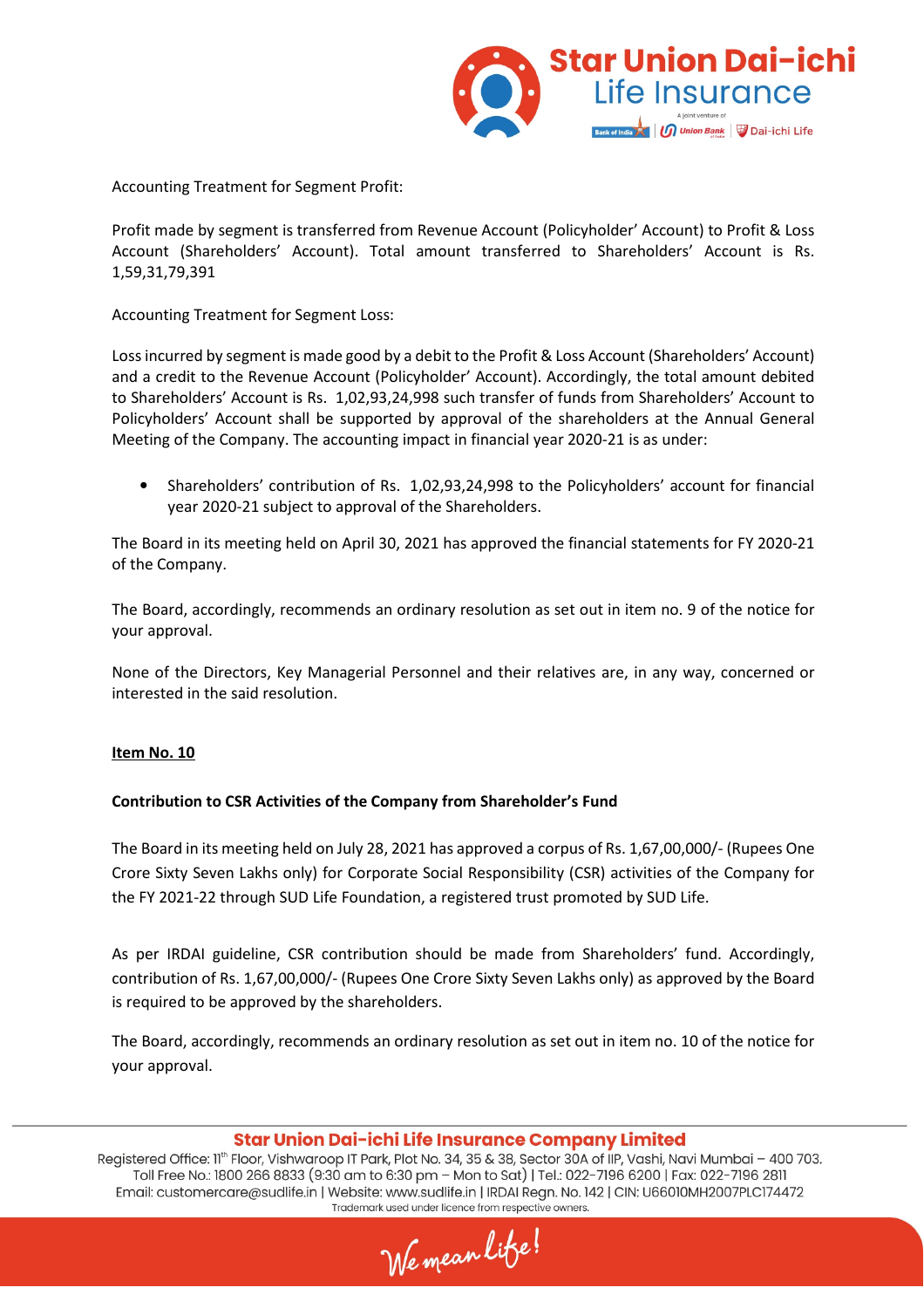Accounting Treatment for Segment Profit:

Profit made by segment is transferred from Revenue Account (Policyholder' Account) to Profit & Loss Account (Shareholders' Account). Total amount transferred to Shareholders' Account is Rs. 1,59,31,79,391

Accounting Treatment for Segment Loss:

Loss incurred by segment is made good by a debit to the Profit & Loss Account (Shareholders' Account) and a credit to the Revenue Account (Policyholder' Account). Accordingly, the total amount debited to Shareholders' Account is Rs. 1,02,93,24,998 such transfer of funds from Shareholders' Account to Policyholders' Account shall be supported by approval of the shareholders at the Annual General Meeting of the Company. The accounting impact in financial year 2020-21 is as under:

- Shareholders' contribution of Rs. 1,02,93,24,998 to the Policyholders' account for financial year 2020-21 subject to approval of the Shareholders.

The Board in its meeting held on April 30, 2021 has approved the financial statements for FY 2020-21 of the Company.

The Board, accordingly, recommends an ordinary resolution as set out in item no. 9 of the notice for your approval.

None of the Directors, Key Managerial Personnel and their relatives are, in any way, concerned or interested in the said resolution.

**Item No. 10**

**Contribution to CSR Activities of the Company from Shareholder's Fund**

The Board in its meeting held on July 28, 2021 has approved a corpus of Rs. 1,67,00,000/- (Rupees One Crore Sixty Seven Lakhs only) for Corporate Social Responsibility (CSR) activities of the Company for the FY 2021-22 through SUD Life Foundation, a registered trust promoted by SUD Life.

As per IRDAI guideline, CSR contribution should be made from Shareholders' fund. Accordingly, contribution of Rs. 1,67,00,000/- (Rupees One Crore Sixty Seven Lakhs only) as approved by the Board is required to be approved by the shareholders.

The Board, accordingly, recommends an ordinary resolution as set out in item no. 10 of the notice for your approval.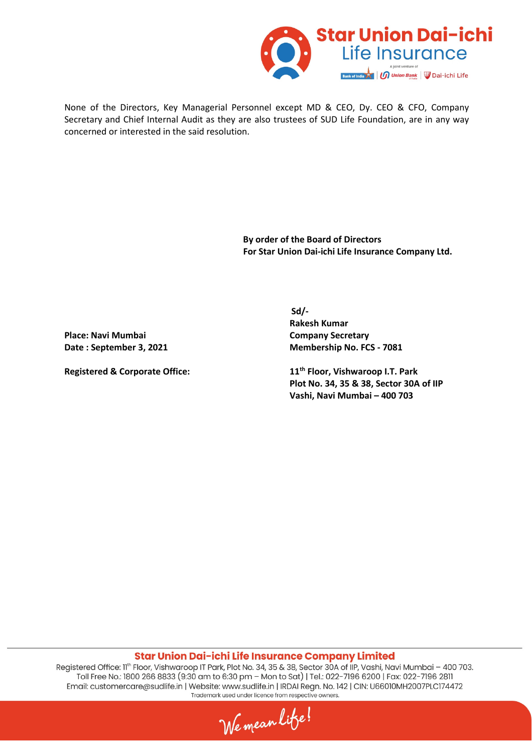None of the Directors, Key Managerial Personnel except MD & CEO, Dy. CEO & CFO, Company Secretary and Chief Internal Audit as they are also trustees of SUD Life Foundation, are in any way concerned or interested in the said resolution.

**By order of the Board of Directors**
**For Star Union Dai-ichi Life Insurance Company Ltd.**

**Sd/-**
**Rakesh Kumar**
**Company Secretary**
**Membership No. FCS - 7081**

**Place: Navi Mumbai**
**Date : September 3, 2021**

**Registered & Corporate Office:**

**11th Floor, Vishwaroop I.T. Park**
**Plot No. 34, 35 & 38, Sector 30A of IIP**
**Vashi, Navi Mumbai – 400 703**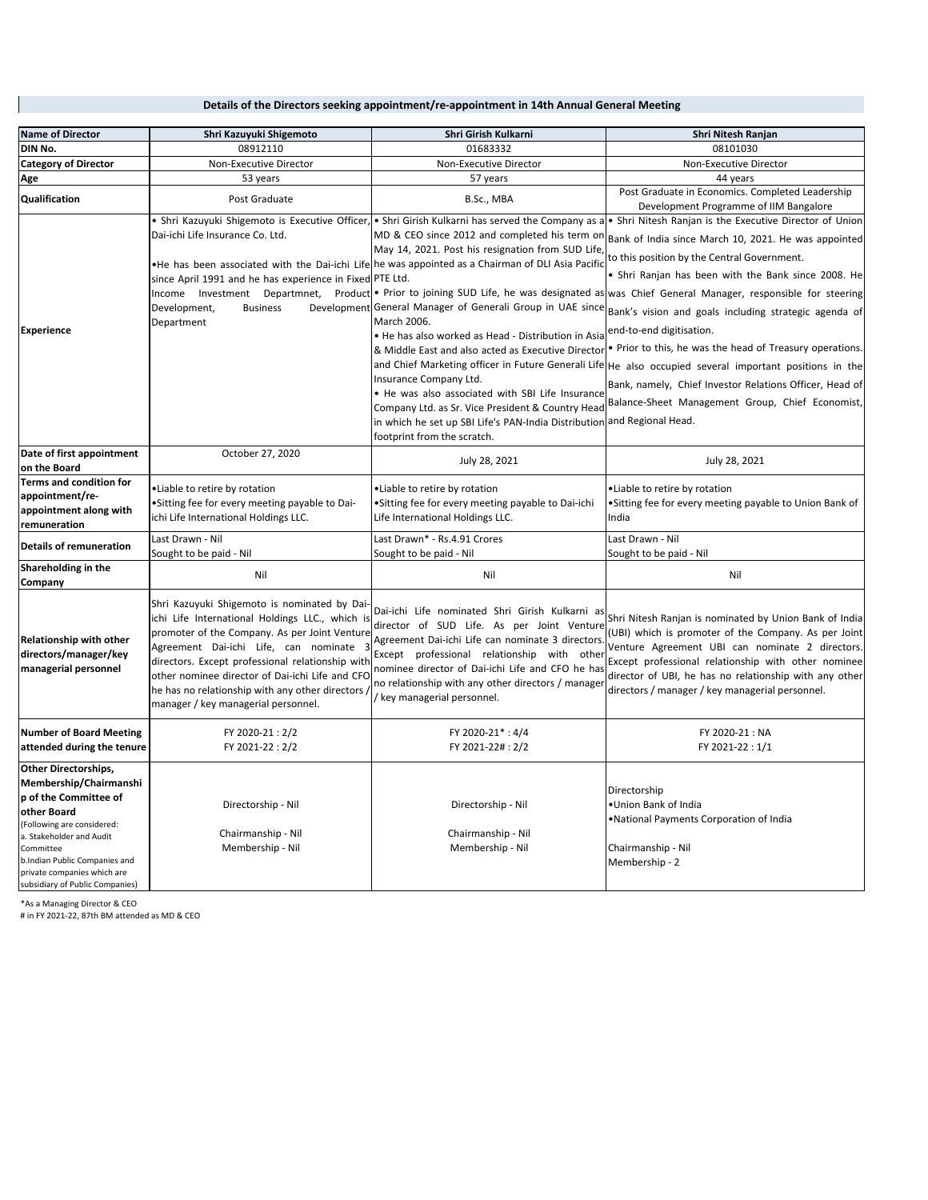## Details of the Directors seeking appointment/re-appointment in 14th Annual General Meeting

| Name of Director | Shri Kazuyuki Shigemoto | Shri Girish Kulkarni | Shri Nitesh Ranjan |
|---|---|---|---|
| DIN No. | 08912110 | 01683332 | 08101030 |
| Category of Director | Non-Executive Director | Non-Executive Director | Non-Executive Director |
| Age | 53 years | 57 years | 44 years |
| Qualification | Post Graduate | B.Sc., MBA | Post Graduate in Economics. Completed Leadership Development Programme of IIM Bangalore |
| Experience | • Shri Kazuyuki Shigemoto is Executive Officer, Dai-ichi Life Insurance Co. Ltd.<br>•He has been associated with the Dai-ichi Life since April 1991 and he has experience in Fixed Income Investment Departmnet, Product Development, Business Development Department | • Shri Girish Kulkarni has served the Company as a MD & CEO since 2012 and completed his term on May 14, 2021. Post his resignation from SUD Life, he was appointed as a Chairman of DLI Asia Pacific PTE Ltd.<br>• Prior to joining SUD Life, he was designated as General Manager of Generali Group in UAE since March 2006.<br>• He has also worked as Head - Distribution in Asia & Middle East and also acted as Executive Director and Chief Marketing officer in Future Generali Life Insurance Company Ltd.<br>• He was also associated with SBI Life Insurance Company Ltd. as Sr. Vice President & Country Head in which he set up SBI Life's PAN-India Distribution footprint from the scratch. | • Shri Nitesh Ranjan is the Executive Director of Union Bank of India since March 10, 2021. He was appointed to this position by the Central Government.<br>• Shri Ranjan has been with the Bank since 2008. He was Chief General Manager, responsible for steering Bank's vision and goals including strategic agenda of end-to-end digitisation.<br>• Prior to this, he was the head of Treasury operations. He also occupied several important positions in the Bank, namely, Chief Investor Relations Officer, Head of Balance-Sheet Management Group, Chief Economist, and Regional Head. |
| Date of first appointment on the Board | October 27, 2020 | July 28, 2021 | July 28, 2021 |
| Terms and condition for appointment/re-appointment along with remuneration | •Liable to retire by rotation<br>•Sitting fee for every meeting payable to Dai-ichi Life International Holdings LLC. | •Liable to retire by rotation<br>•Sitting fee for every meeting payable to Dai-ichi Life International Holdings LLC. | •Liable to retire by rotation<br>•Sitting fee for every meeting payable to Union Bank of India |
| Details of remuneration | Last Drawn - Nil<br>Sought to be paid - Nil | Last Drawn* - Rs.4.91 Crores<br>Sought to be paid - Nil | Last Drawn - Nil<br>Sought to be paid - Nil |
| Shareholding in the Company | Nil | Nil | Nil |
| Relationship with other directors/manager/key managerial personnel | Shri Kazuyuki Shigemoto is nominated by Dai-ichi Life International Holdings LLC., which is promoter of the Company. As per Joint Venture Agreement Dai-ichi Life, can nominate 3 directors. Except professional relationship with other nominee director of Dai-ichi Life and CFO he has no relationship with any other directors / manager / key managerial personnel. | Dai-ichi Life nominated Shri Girish Kulkarni as director of SUD Life. As per Joint Venture Agreement Dai-ichi Life can nominate 3 directors. Except professional relationship with other nominee director of Dai-ichi Life and CFO he has no relationship with any other directors / manager / key managerial personnel. | Shri Nitesh Ranjan is nominated by Union Bank of India (UBI) which is promoter of the Company. As per Joint Venture Agreement UBI can nominate 2 directors. Except professional relationship with other nominee director of UBI, he has no relationship with any other directors / manager / key managerial personnel. |
| Number of Board Meeting attended during the tenure | FY 2020-21 : 2/2<br>FY 2021-22 : 2/2 | FY 2020-21* : 4/4<br>FY 2021-22# : 2/2 | FY 2020-21 : NA<br>FY 2021-22 : 1/1 |
| Other Directorships, Membership/Chairmanship of the Committee of other Board<br>(Following are considered:<br>a. Stakeholder and Audit Committee<br>b.Indian Public Companies and private companies which are subsidiary of Public Companies) | Directorship - Nil<br>Chairmanship - Nil<br>Membership - Nil | Directorship - Nil<br>Chairmanship - Nil<br>Membership - Nil | Directorship<br>•Union Bank of India<br>•National Payments Corporation of India<br>Chairmanship - Nil<br>Membership - 2 |

*As a Managing Director & CEO

# in FY 2021-22, 87th BM attended as MD & CEO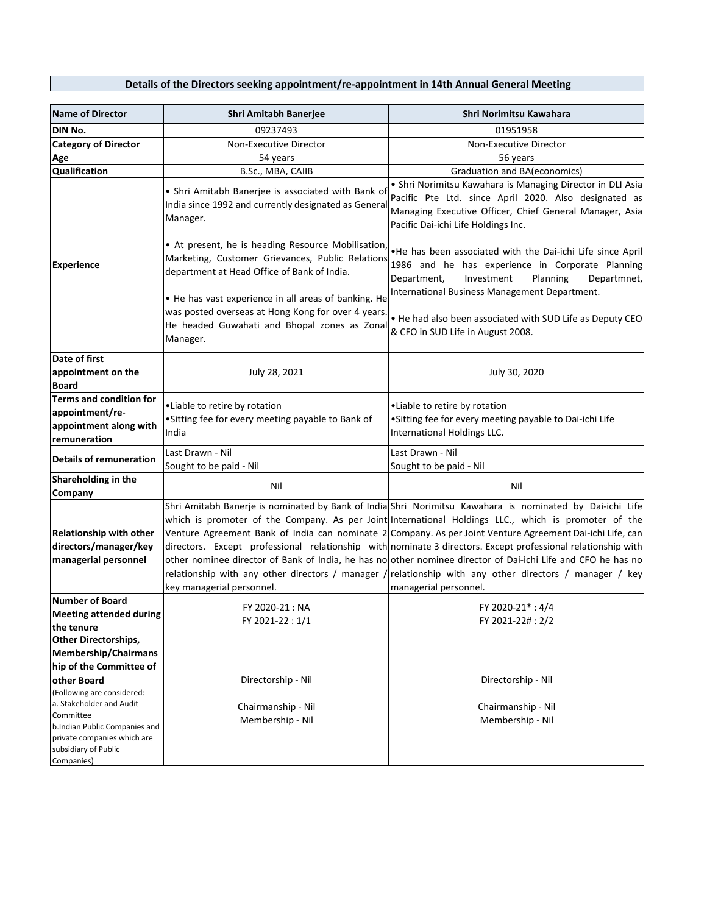## Details of the Directors seeking appointment/re-appointment in 14th Annual General Meeting

| Name of Director | Shri Amitabh Banerjee | Shri Norimitsu Kawahara |
|---|---|---|
| DIN No. | 09237493 | 01951958 |
| Category of Director | Non-Executive Director | Non-Executive Director |
| Age | 54 years | 56 years |
| Qualification | B.Sc., MBA, CAIIB | Graduation and BA(economics) |
| Experience | • Shri Amitabh Banerjee is associated with Bank of India since 1992 and currently designated as General Manager.<br><br>• At present, he is heading Resource Mobilisation, Marketing, Customer Grievances, Public Relations department at Head Office of Bank of India.<br><br>• He has vast experience in all areas of banking. He was posted overseas at Hong Kong for over 4 years. He headed Guwahati and Bhopal zones as Zonal Manager. | • Shri Norimitsu Kawahara is Managing Director in DLI Asia Pacific Pte Ltd. since April 2020. Also designated as Managing Executive Officer, Chief General Manager, Asia Pacific Dai-ichi Life Holdings Inc.<br><br>•He has been associated with the Dai-ichi Life since April 1986 and he has experience in Corporate Planning Department, Investment Planning Departmnet, International Business Management Department.<br><br>• He had also been associated with SUD Life as Deputy CEO & CFO in SUD Life in August 2008. |
| Date of first appointment on the Board | July 28, 2021 | July 30, 2020 |
| Terms and condition for appointment/re-appointment along with remuneration | •Liable to retire by rotation<br>•Sitting fee for every meeting payable to Bank of India | •Liable to retire by rotation<br>•Sitting fee for every meeting payable to Dai-ichi Life International Holdings LLC. |
| Details of remuneration | Last Drawn - Nil<br>Sought to be paid - Nil | Last Drawn - Nil<br>Sought to be paid - Nil |
| Shareholding in the Company | Nil | Nil |
| Relationship with other directors/manager/key managerial personnel | Shri Amitabh Banerje is nominated by Bank of India which is promoter of the Company. As per Joint Venture Agreement Bank of India can nominate 2 directors. Except professional relationship with other nominee director of Bank of India, he has no relationship with any other directors / manager / key managerial personnel. | Shri Norimitsu Kawahara is nominated by Dai-ichi Life International Holdings LLC., which is promoter of the Company. As per Joint Venture Agreement Dai-ichi Life, can nominate 3 directors. Except professional relationship with other nominee director of Dai-ichi Life and CFO he has no relationship with any other directors / manager / key managerial personnel. |
| Number of Board Meeting attended during the tenure | FY 2020-21 : NA<br>FY 2021-22 : 1/1 | FY 2020-21* : 4/4<br>FY 2021-22# : 2/2 |
| Other Directorships, Membership/Chairmanship of the Committee of other Board<br>(Following are considered:<br>a. Stakeholder and Audit Committee<br>b.Indian Public Companies and private companies which are subsidiary of Public Companies) | Directorship - Nil<br><br>Chairmanship - Nil<br>Membership - Nil | Directorship - Nil<br><br>Chairmanship - Nil<br>Membership - Nil |